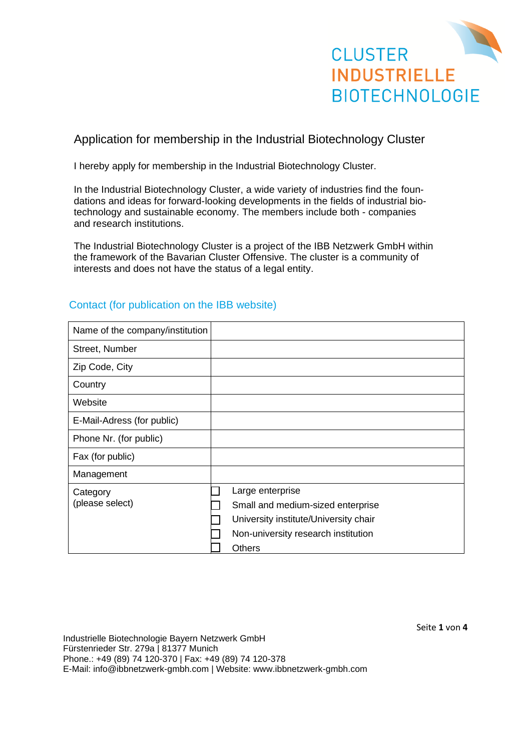CLUSTER
INDUSTRIELLE
BIOTECHNOLOGIE

# Application for membership in the Industrial Biotechnology Cluster

I hereby apply for membership in the Industrial Biotechnology Cluster.

In the Industrial Biotechnology Cluster, a wide variety of industries find the foundations and ideas for forward-looking developments in the fields of industrial biotechnology and sustainable economy. The members include both - companies and research institutions.

The Industrial Biotechnology Cluster is a project of the IBB Netzwerk GmbH within the framework of the Bavarian Cluster Offensive. The cluster is a community of interests and does not have the status of a legal entity.

## Contact (for publication on the IBB website)

| Name of the company/institution | |
|---|---|
| Street, Number | |
| Zip Code, City | |
| Country | |
| Website | |
| E-Mail-Adress (for public) | |
| Phone Nr. (for public) | |
| Fax (for public) | |
| Management | |
| Category (please select) | ☐ Large enterprise<br>☐ Small and medium-sized enterprise<br>☐ University institute/University chair<br>☐ Non-university research institution<br>☐ Others |

Industrielle Biotechnologie Bayern Netzwerk GmbH
Fürstenrieder Str. 279a | 81377 Munich
Phone.: +49 (89) 74 120-370 | Fax: +49 (89) 74 120-378
E-Mail: info@ibbnetzwerk-gmbh.com | Website: www.ibbnetzwerk-gmbh.com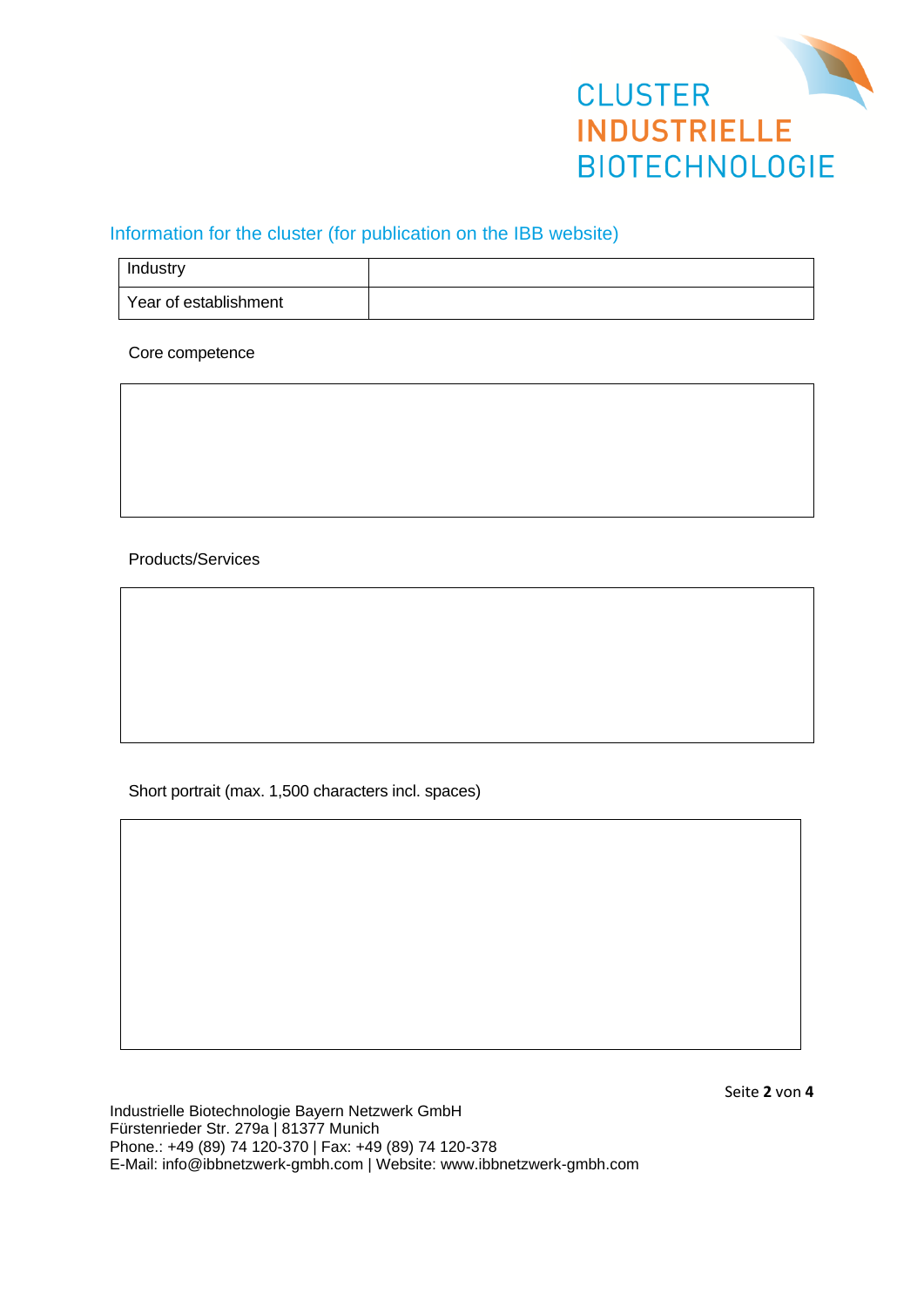CLUSTER
INDUSTRIELLE
BIOTECHNOLOGIE

## Information for the cluster (for publication on the IBB website)

| Industry | |
|---|---|
| Year of establishment | |

Core competence

| |
|---|
| |

Products/Services

| |
|---|
| |

Short portrait (max. 1,500 characters incl. spaces)

| |
|---|
| |

Industrielle Biotechnologie Bayern Netzwerk GmbH
Fürstenrieder Str. 279a | 81377 Munich
Phone.: +49 (89) 74 120-370 | Fax: +49 (89) 74 120-378
E-Mail: info@ibbnetzwerk-gmbh.com | Website: www.ibbnetzwerk-gmbh.com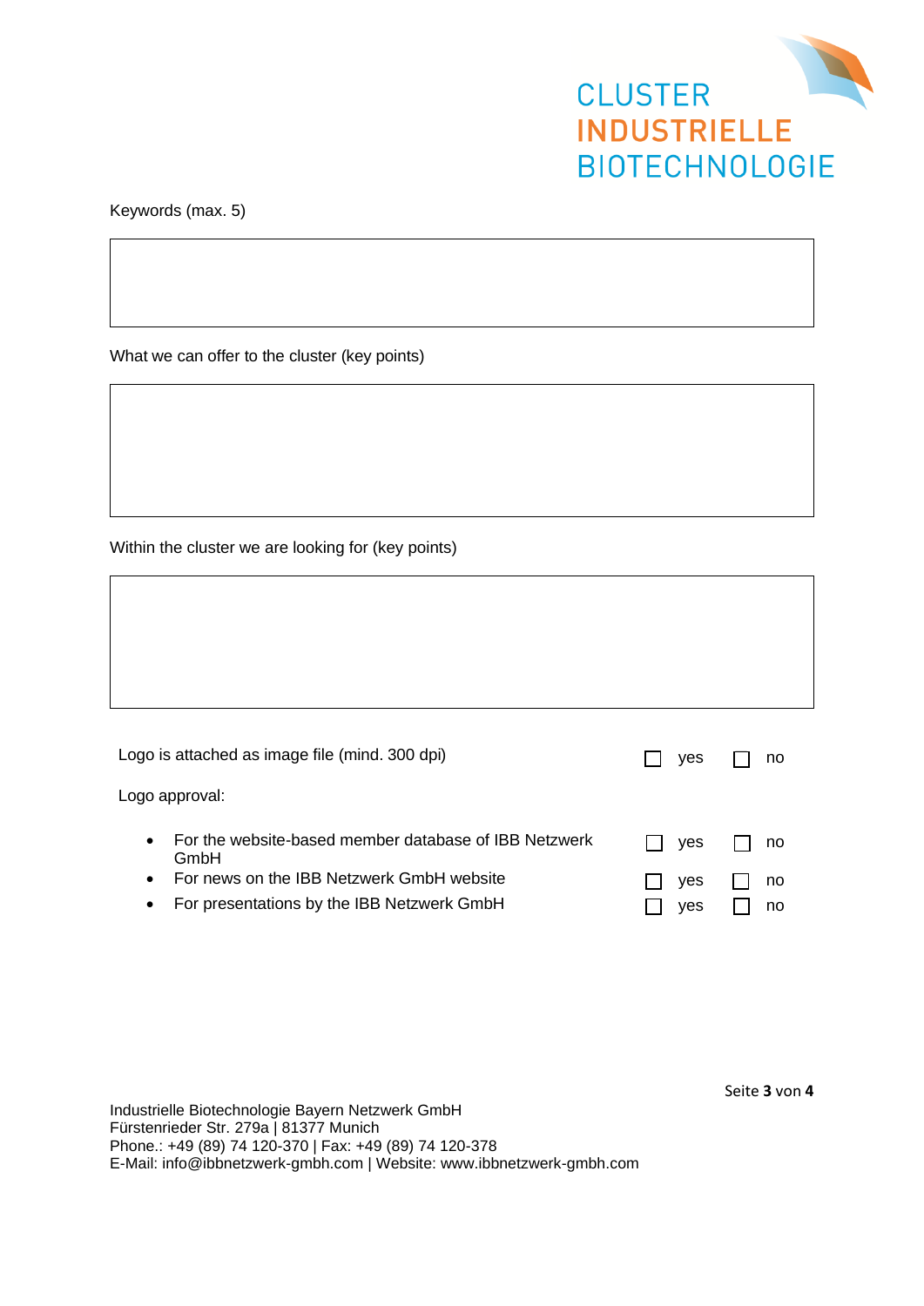Keywords (max. 5)

|  |
|---|
|  |

What we can offer to the cluster (key points)

|  |
|---|
|  |

Within the cluster we are looking for (key points)

|  |
|---|
|  |

Logo is attached as image file (mind. 300 dpi) ☐ yes ☐ no

Logo approval:

- For the website-based member database of IBB Netzwerk GmbH ☐ yes ☐ no
- For news on the IBB Netzwerk GmbH website ☐ yes ☐ no
- For presentations by the IBB Netzwerk GmbH ☐ yes ☐ no

Industrielle Biotechnologie Bayern Netzwerk GmbH
Fürstenrieder Str. 279a | 81377 Munich
Phone.: +49 (89) 74 120-370 | Fax: +49 (89) 74 120-378
E-Mail: info@ibbnetzwerk-gmbh.com | Website: www.ibbnetzwerk-gmbh.com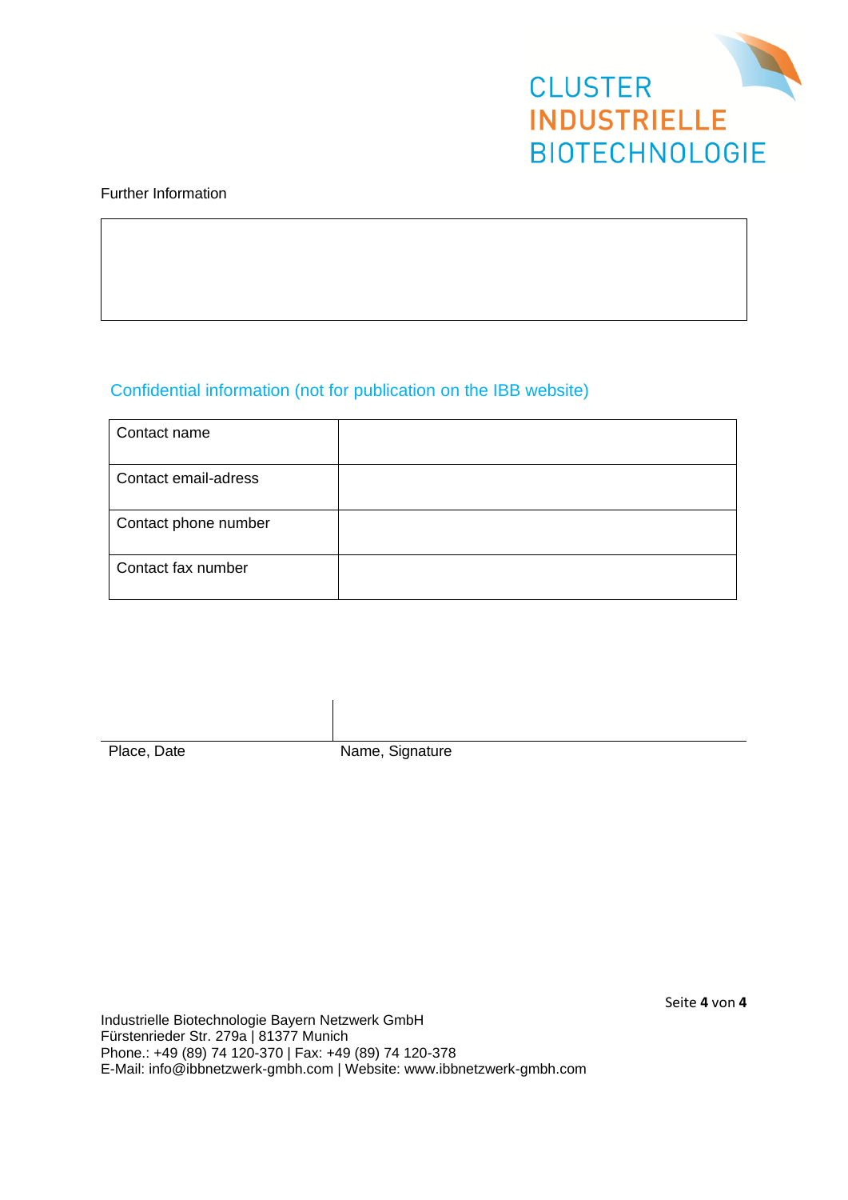CLUSTER
INDUSTRIELLE
BIOTECHNOLOGIE

Further Information

| |
|---|
| |

## Confidential information (not for publication on the IBB website)

| | |
|---|---|
| Contact name | |
| Contact email-adress | |
| Contact phone number | |
| Contact fax number | |

| | |
|---|---|
| Place, Date | Name, Signature |

Industrielle Biotechnologie Bayern Netzwerk GmbH
Fürstenrieder Str. 279a | 81377 Munich
Phone.: +49 (89) 74 120-370 | Fax: +49 (89) 74 120-378
E-Mail: info@ibbnetzwerk-gmbh.com | Website: www.ibbnetzwerk-gmbh.com